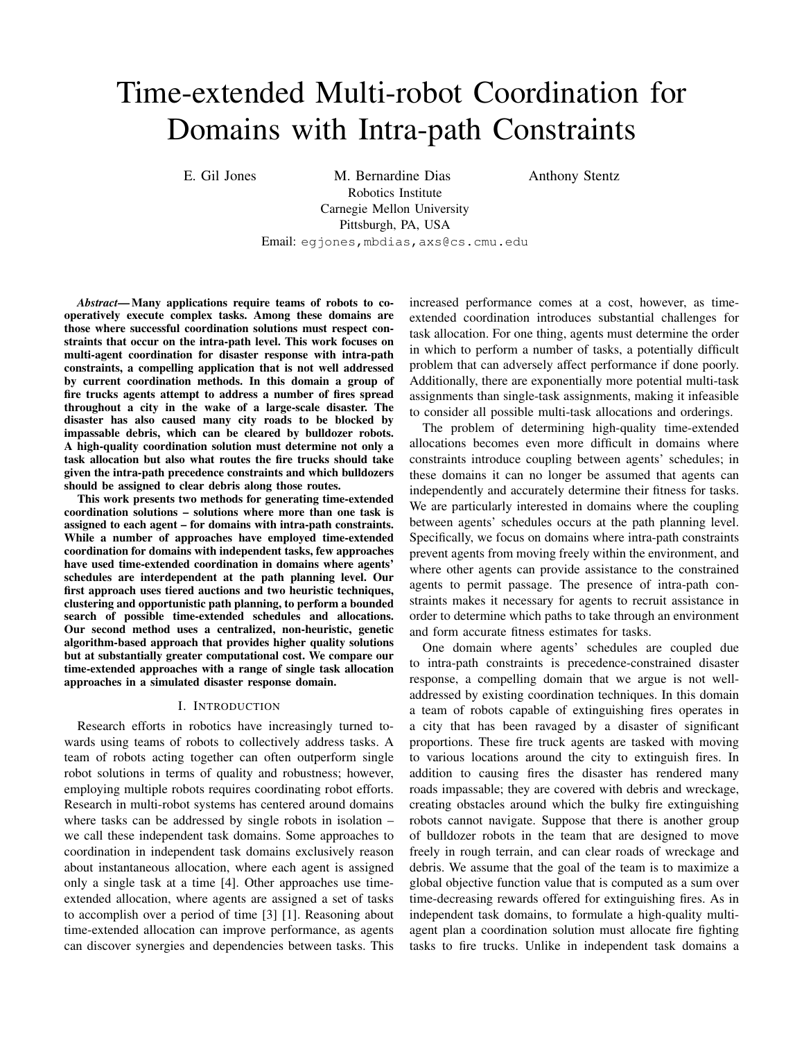# Time-extended Multi-robot Coordination for Domains with Intra-path Constraints

E. Gil Jones M. Bernardine Dias Anthony Stentz

Robotics Institute
Carnegie Mellon University
Pittsburgh, PA, USA
Email: egjones,mbdias,axs@cs.cmu.edu

***Abstract*— Many applications require teams of robots to cooperatively execute complex tasks. Among these domains are those where successful coordination solutions must respect constraints that occur on the intra-path level. This work focuses on multi-agent coordination for disaster response with intra-path constraints, a compelling application that is not well addressed by current coordination methods. In this domain a group of fire trucks agents attempt to address a number of fires spread throughout a city in the wake of a large-scale disaster. The disaster has also caused many city roads to be blocked by impassable debris, which can be cleared by bulldozer robots. A high-quality coordination solution must determine not only a task allocation but also what routes the fire trucks should take given the intra-path precedence constraints and which bulldozers should be assigned to clear debris along those routes.**

**This work presents two methods for generating time-extended coordination solutions – solutions where more than one task is assigned to each agent – for domains with intra-path constraints. While a number of approaches have employed time-extended coordination for domains with independent tasks, few approaches have used time-extended coordination in domains where agents' schedules are interdependent at the path planning level. Our first approach uses tiered auctions and two heuristic techniques, clustering and opportunistic path planning, to perform a bounded search of possible time-extended schedules and allocations. Our second method uses a centralized, non-heuristic, genetic algorithm-based approach that provides higher quality solutions but at substantially greater computational cost. We compare our time-extended approaches with a range of single task allocation approaches in a simulated disaster response domain.**

## I. Introduction

Research efforts in robotics have increasingly turned towards using teams of robots to collectively address tasks. A team of robots acting together can often outperform single robot solutions in terms of quality and robustness; however, employing multiple robots requires coordinating robot efforts. Research in multi-robot systems has centered around domains where tasks can be addressed by single robots in isolation – we call these independent task domains. Some approaches to coordination in independent task domains exclusively reason about instantaneous allocation, where each agent is assigned only a single task at a time [4]. Other approaches use time-extended allocation, where agents are assigned a set of tasks to accomplish over a period of time [3] [1]. Reasoning about time-extended allocation can improve performance, as agents can discover synergies and dependencies between tasks. This increased performance comes at a cost, however, as time-extended coordination introduces substantial challenges for task allocation. For one thing, agents must determine the order in which to perform a number of tasks, a potentially difficult problem that can adversely affect performance if done poorly. Additionally, there are exponentially more potential multi-task assignments than single-task assignments, making it infeasible to consider all possible multi-task allocations and orderings.

The problem of determining high-quality time-extended allocations becomes even more difficult in domains where constraints introduce coupling between agents' schedules; in these domains it can no longer be assumed that agents can independently and accurately determine their fitness for tasks. We are particularly interested in domains where the coupling between agents' schedules occurs at the path planning level. Specifically, we focus on domains where intra-path constraints prevent agents from moving freely within the environment, and where other agents can provide assistance to the constrained agents to permit passage. The presence of intra-path constraints makes it necessary for agents to recruit assistance in order to determine which paths to take through an environment and form accurate fitness estimates for tasks.

One domain where agents' schedules are coupled due to intra-path constraints is precedence-constrained disaster response, a compelling domain that we argue is not well-addressed by existing coordination techniques. In this domain a team of robots capable of extinguishing fires operates in a city that has been ravaged by a disaster of significant proportions. These fire truck agents are tasked with moving to various locations around the city to extinguish fires. In addition to causing fires the disaster has rendered many roads impassable; they are covered with debris and wreckage, creating obstacles around which the bulky fire extinguishing robots cannot navigate. Suppose that there is another group of bulldozer robots in the team that are designed to move freely in rough terrain, and can clear roads of wreckage and debris. We assume that the goal of the team is to maximize a global objective function value that is computed as a sum over time-decreasing rewards offered for extinguishing fires. As in independent task domains, to formulate a high-quality multi-agent plan a coordination solution must allocate fire fighting tasks to fire trucks. Unlike in independent task domains a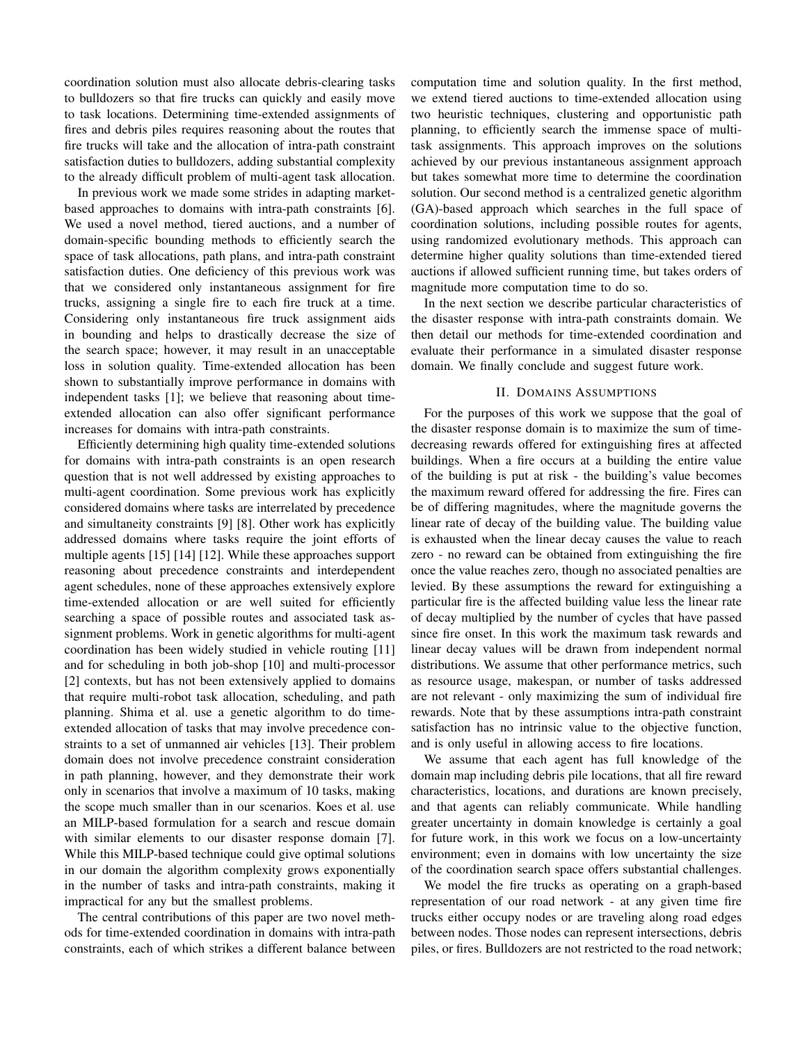coordination solution must also allocate debris-clearing tasks to bulldozers so that fire trucks can quickly and easily move to task locations. Determining time-extended assignments of fires and debris piles requires reasoning about the routes that fire trucks will take and the allocation of intra-path constraint satisfaction duties to bulldozers, adding substantial complexity to the already difficult problem of multi-agent task allocation.

In previous work we made some strides in adapting market-based approaches to domains with intra-path constraints [6]. We used a novel method, tiered auctions, and a number of domain-specific bounding methods to efficiently search the space of task allocations, path plans, and intra-path constraint satisfaction duties. One deficiency of this previous work was that we considered only instantaneous assignment for fire trucks, assigning a single fire to each fire truck at a time. Considering only instantaneous fire truck assignment aids in bounding and helps to drastically decrease the size of the search space; however, it may result in an unacceptable loss in solution quality. Time-extended allocation has been shown to substantially improve performance in domains with independent tasks [1]; we believe that reasoning about time-extended allocation can also offer significant performance increases for domains with intra-path constraints.

Efficiently determining high quality time-extended solutions for domains with intra-path constraints is an open research question that is not well addressed by existing approaches to multi-agent coordination. Some previous work has explicitly considered domains where tasks are interrelated by precedence and simultaneity constraints [9] [8]. Other work has explicitly addressed domains where tasks require the joint efforts of multiple agents [15] [14] [12]. While these approaches support reasoning about precedence constraints and interdependent agent schedules, none of these approaches extensively explore time-extended allocation or are well suited for efficiently searching a space of possible routes and associated task assignment problems. Work in genetic algorithms for multi-agent coordination has been widely studied in vehicle routing [11] and for scheduling in both job-shop [10] and multi-processor [2] contexts, but has not been extensively applied to domains that require multi-robot task allocation, scheduling, and path planning. Shima et al. use a genetic algorithm to do time-extended allocation of tasks that may involve precedence constraints to a set of unmanned air vehicles [13]. Their problem domain does not involve precedence constraint consideration in path planning, however, and they demonstrate their work only in scenarios that involve a maximum of 10 tasks, making the scope much smaller than in our scenarios. Koes et al. use an MILP-based formulation for a search and rescue domain with similar elements to our disaster response domain [7]. While this MILP-based technique could give optimal solutions in our domain the algorithm complexity grows exponentially in the number of tasks and intra-path constraints, making it impractical for any but the smallest problems.

The central contributions of this paper are two novel methods for time-extended coordination in domains with intra-path constraints, each of which strikes a different balance between computation time and solution quality. In the first method, we extend tiered auctions to time-extended allocation using two heuristic techniques, clustering and opportunistic path planning, to efficiently search the immense space of multi-task assignments. This approach improves on the solutions achieved by our previous instantaneous assignment approach but takes somewhat more time to determine the coordination solution. Our second method is a centralized genetic algorithm (GA)-based approach which searches in the full space of coordination solutions, including possible routes for agents, using randomized evolutionary methods. This approach can determine higher quality solutions than time-extended tiered auctions if allowed sufficient running time, but takes orders of magnitude more computation time to do so.

In the next section we describe particular characteristics of the disaster response with intra-path constraints domain. We then detail our methods for time-extended coordination and evaluate their performance in a simulated disaster response domain. We finally conclude and suggest future work.

## II. Domains Assumptions

For the purposes of this work we suppose that the goal of the disaster response domain is to maximize the sum of time-decreasing rewards offered for extinguishing fires at affected buildings. When a fire occurs at a building the entire value of the building is put at risk - the building's value becomes the maximum reward offered for addressing the fire. Fires can be of differing magnitudes, where the magnitude governs the linear rate of decay of the building value. The building value is exhausted when the linear decay causes the value to reach zero - no reward can be obtained from extinguishing the fire once the value reaches zero, though no associated penalties are levied. By these assumptions the reward for extinguishing a particular fire is the affected building value less the linear rate of decay multiplied by the number of cycles that have passed since fire onset. In this work the maximum task rewards and linear decay values will be drawn from independent normal distributions. We assume that other performance metrics, such as resource usage, makespan, or number of tasks addressed are not relevant - only maximizing the sum of individual fire rewards. Note that by these assumptions intra-path constraint satisfaction has no intrinsic value to the objective function, and is only useful in allowing access to fire locations.

We assume that each agent has full knowledge of the domain map including debris pile locations, that all fire reward characteristics, locations, and durations are known precisely, and that agents can reliably communicate. While handling greater uncertainty in domain knowledge is certainly a goal for future work, in this work we focus on a low-uncertainty environment; even in domains with low uncertainty the size of the coordination search space offers substantial challenges.

We model the fire trucks as operating on a graph-based representation of our road network - at any given time fire trucks either occupy nodes or are traveling along road edges between nodes. Those nodes can represent intersections, debris piles, or fires. Bulldozers are not restricted to the road network;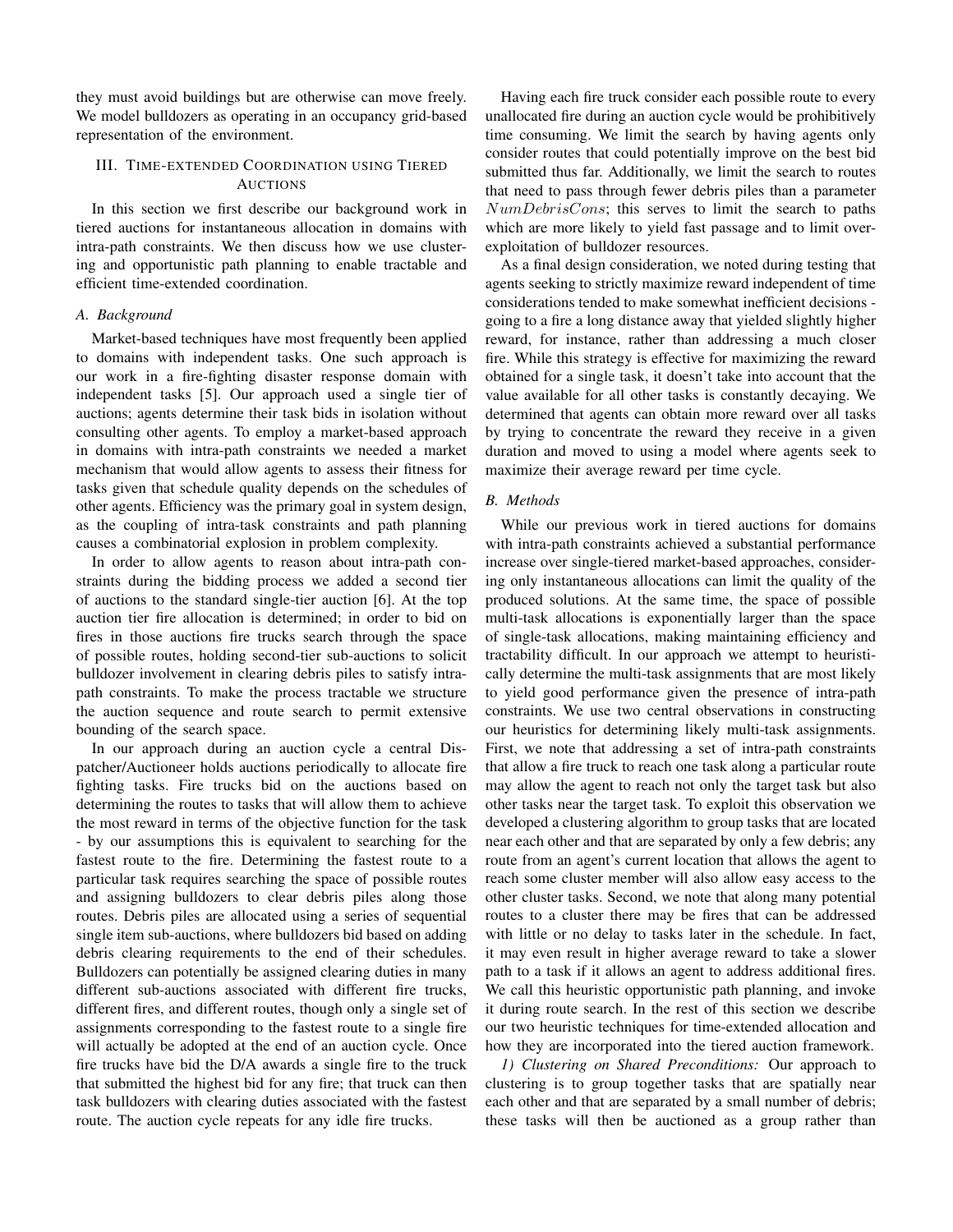they must avoid buildings but are otherwise can move freely. We model bulldozers as operating in an occupancy grid-based representation of the environment.

## III. Time-extended Coordination using Tiered Auctions

In this section we first describe our background work in tiered auctions for instantaneous allocation in domains with intra-path constraints. We then discuss how we use clustering and opportunistic path planning to enable tractable and efficient time-extended coordination.

### A. Background

Market-based techniques have most frequently been applied to domains with independent tasks. One such approach is our work in a fire-fighting disaster response domain with independent tasks [5]. Our approach used a single tier of auctions; agents determine their task bids in isolation without consulting other agents. To employ a market-based approach in domains with intra-path constraints we needed a market mechanism that would allow agents to assess their fitness for tasks given that schedule quality depends on the schedules of other agents. Efficiency was the primary goal in system design, as the coupling of intra-task constraints and path planning causes a combinatorial explosion in problem complexity.

In order to allow agents to reason about intra-path constraints during the bidding process we added a second tier of auctions to the standard single-tier auction [6]. At the top auction tier fire allocation is determined; in order to bid on fires in those auctions fire trucks search through the space of possible routes, holding second-tier sub-auctions to solicit bulldozer involvement in clearing debris piles to satisfy intra-path constraints. To make the process tractable we structure the auction sequence and route search to permit extensive bounding of the search space.

In our approach during an auction cycle a central Dispatcher/Auctioneer holds auctions periodically to allocate fire fighting tasks. Fire trucks bid on the auctions based on determining the routes to tasks that will allow them to achieve the most reward in terms of the objective function for the task - by our assumptions this is equivalent to searching for the fastest route to the fire. Determining the fastest route to a particular task requires searching the space of possible routes and assigning bulldozers to clear debris piles along those routes. Debris piles are allocated using a series of sequential single item sub-auctions, where bulldozers bid based on adding debris clearing requirements to the end of their schedules. Bulldozers can potentially be assigned clearing duties in many different sub-auctions associated with different fire trucks, different fires, and different routes, though only a single set of assignments corresponding to the fastest route to a single fire will actually be adopted at the end of an auction cycle. Once fire trucks have bid the D/A awards a single fire to the truck that submitted the highest bid for any fire; that truck can then task bulldozers with clearing duties associated with the fastest route. The auction cycle repeats for any idle fire trucks.

Having each fire truck consider each possible route to every unallocated fire during an auction cycle would be prohibitively time consuming. We limit the search by having agents only consider routes that could potentially improve on the best bid submitted thus far. Additionally, we limit the search to routes that need to pass through fewer debris piles than a parameter $NumDebrisCons$; this serves to limit the search to paths which are more likely to yield fast passage and to limit over-exploitation of bulldozer resources.

As a final design consideration, we noted during testing that agents seeking to strictly maximize reward independent of time considerations tended to make somewhat inefficient decisions - going to a fire a long distance away that yielded slightly higher reward, for instance, rather than addressing a much closer fire. While this strategy is effective for maximizing the reward obtained for a single task, it doesn't take into account that the value available for all other tasks is constantly decaying. We determined that agents can obtain more reward over all tasks by trying to concentrate the reward they receive in a given duration and moved to using a model where agents seek to maximize their average reward per time cycle.

### B. Methods

While our previous work in tiered auctions for domains with intra-path constraints achieved a substantial performance increase over single-tiered market-based approaches, considering only instantaneous allocations can limit the quality of the produced solutions. At the same time, the space of possible multi-task allocations is exponentially larger than the space of single-task allocations, making maintaining efficiency and tractability difficult. In our approach we attempt to heuristically determine the multi-task assignments that are most likely to yield good performance given the presence of intra-path constraints. We use two central observations in constructing our heuristics for determining likely multi-task assignments. First, we note that addressing a set of intra-path constraints that allow a fire truck to reach one task along a particular route may allow the agent to reach not only the target task but also other tasks near the target task. To exploit this observation we developed a clustering algorithm to group tasks that are located near each other and that are separated by only a few debris; any route from an agent's current location that allows the agent to reach some cluster member will also allow easy access to the other cluster tasks. Second, we note that along many potential routes to a cluster there may be fires that can be addressed with little or no delay to tasks later in the schedule. In fact, it may even result in higher average reward to take a slower path to a task if it allows an agent to address additional fires. We call this heuristic opportunistic path planning, and invoke it during route search. In the rest of this section we describe our two heuristic techniques for time-extended allocation and how they are incorporated into the tiered auction framework.

*1) Clustering on Shared Preconditions:* Our approach to clustering is to group together tasks that are spatially near each other and that are separated by a small number of debris; these tasks will then be auctioned as a group rather than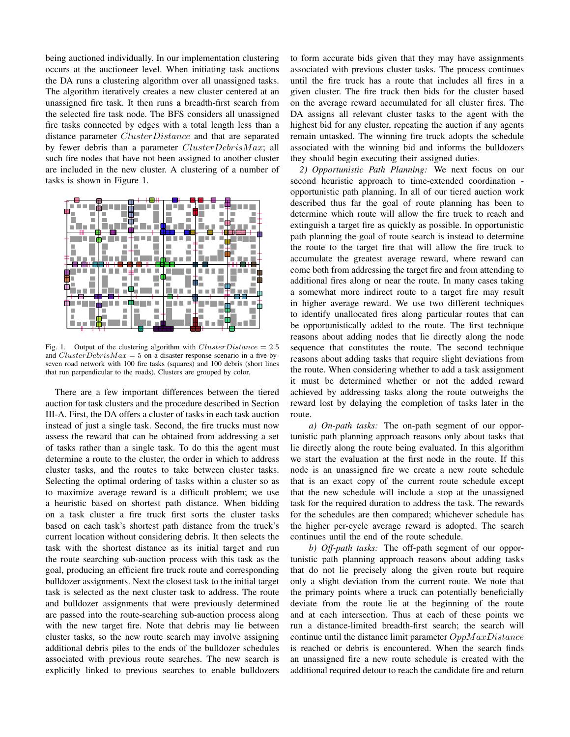being auctioned individually. In our implementation clustering occurs at the auctioneer level. When initiating task auctions the DA runs a clustering algorithm over all unassigned tasks. The algorithm iteratively creates a new cluster centered at an unassigned fire task. It then runs a breadth-first search from the selected fire task node. The BFS considers all unassigned fire tasks connected by edges with a total length less than a distance parameter $ClusterDistance$ and that are separated by fewer debris than a parameter $ClusterDebrisMax$; all such fire nodes that have not been assigned to another cluster are included in the new cluster. A clustering of a number of tasks is shown in Figure 1.

Fig. 1. Output of the clustering algorithm with $ClusterDistance = 2.5$ and $ClusterDebrisMax = 5$ on a disaster response scenario in a five-by-seven road network with 100 fire tasks (squares) and 100 debris (short lines that run perpendicular to the roads). Clusters are grouped by color.

There are a few important differences between the tiered auction for task clusters and the procedure described in Section III-A. First, the DA offers a cluster of tasks in each task auction instead of just a single task. Second, the fire trucks must now assess the reward that can be obtained from addressing a set of tasks rather than a single task. To do this the agent must determine a route to the cluster, the order in which to address cluster tasks, and the routes to take between cluster tasks. Selecting the optimal ordering of tasks within a cluster so as to maximize average reward is a difficult problem; we use a heuristic based on shortest path distance. When bidding on a task cluster a fire truck first sorts the cluster tasks based on each task's shortest path distance from the truck's current location without considering debris. It then selects the task with the shortest distance as its initial target and run the route searching sub-auction process with this task as the goal, producing an efficient fire truck route and corresponding bulldozer assignments. Next the closest task to the initial target task is selected as the next cluster task to address. The route and bulldozer assignments that were previously determined are passed into the route-searching sub-auction process along with the new target fire. Note that debris may lie between cluster tasks, so the new route search may involve assigning additional debris piles to the ends of the bulldozer schedules associated with previous route searches. The new search is explicitly linked to previous searches to enable bulldozers to form accurate bids given that they may have assignments associated with previous cluster tasks. The process continues until the fire truck has a route that includes all fires in a given cluster. The fire truck then bids for the cluster based on the average reward accumulated for all cluster fires. The DA assigns all relevant cluster tasks to the agent with the highest bid for any cluster, repeating the auction if any agents remain untasked. The winning fire truck adopts the schedule associated with the winning bid and informs the bulldozers they should begin executing their assigned duties.

*2) Opportunistic Path Planning:* We next focus on our second heuristic approach to time-extended coordination - opportunistic path planning. In all of our tiered auction work described thus far the goal of route planning has been to determine which route will allow the fire truck to reach and extinguish a target fire as quickly as possible. In opportunistic path planning the goal of route search is instead to determine the route to the target fire that will allow the fire truck to accumulate the greatest average reward, where reward can come both from addressing the target fire and from attending to additional fires along or near the route. In many cases taking a somewhat more indirect route to a target fire may result in higher average reward. We use two different techniques to identify unallocated fires along particular routes that can be opportunistically added to the route. The first technique reasons about adding nodes that lie directly along the node sequence that constitutes the route. The second technique reasons about adding tasks that require slight deviations from the route. When considering whether to add a task assignment it must be determined whether or not the added reward achieved by addressing tasks along the route outweighs the reward lost by delaying the completion of tasks later in the route.

*a) On-path tasks:* The on-path segment of our opportunistic path planning approach reasons only about tasks that lie directly along the route being evaluated. In this algorithm we start the evaluation at the first node in the route. If this node is an unassigned fire we create a new route schedule that is an exact copy of the current route schedule except that the new schedule will include a stop at the unassigned task for the required duration to address the task. The rewards for the schedules are then compared; whichever schedule has the higher per-cycle average reward is adopted. The search continues until the end of the route schedule.

*b) Off-path tasks:* The off-path segment of our opportunistic path planning approach reasons about adding tasks that do not lie precisely along the given route but require only a slight deviation from the current route. We note that the primary points where a truck can potentially beneficially deviate from the route lie at the beginning of the route and at each intersection. Thus at each of these points we run a distance-limited breadth-first search; the search will continue until the distance limit parameter $OppMaxDistance$ is reached or debris is encountered. When the search finds an unassigned fire a new route schedule is created with the additional required detour to reach the candidate fire and return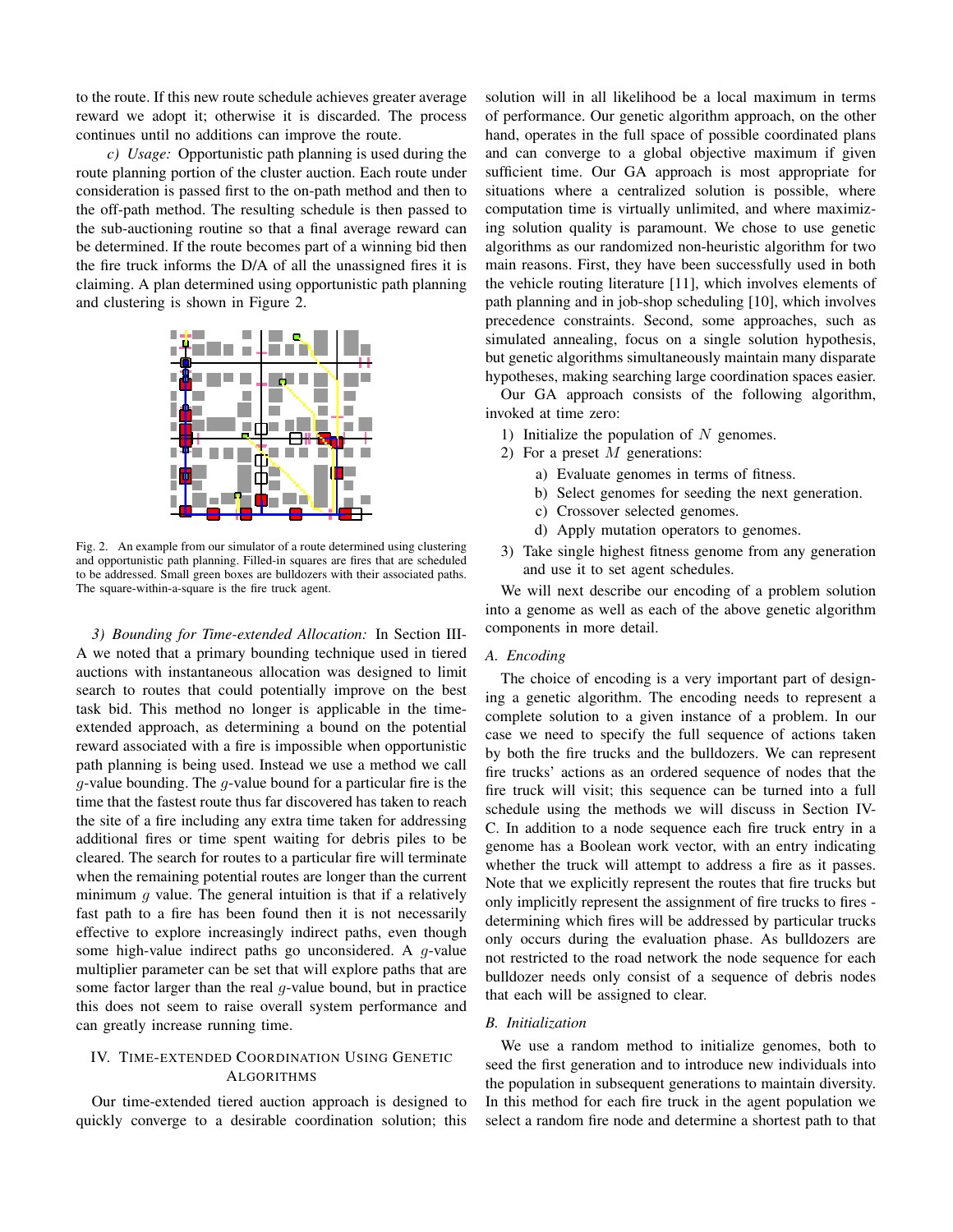to the route. If this new route schedule achieves greater average reward we adopt it; otherwise it is discarded. The process continues until no additions can improve the route.

*c) Usage:* Opportunistic path planning is used during the route planning portion of the cluster auction. Each route under consideration is passed first to the on-path method and then to the off-path method. The resulting schedule is then passed to the sub-auctioning routine so that a final average reward can be determined. If the route becomes part of a winning bid then the fire truck informs the D/A of all the unassigned fires it is claiming. A plan determined using opportunistic path planning and clustering is shown in Figure 2.

Fig. 2. An example from our simulator of a route determined using clustering and opportunistic path planning. Filled-in squares are fires that are scheduled to be addressed. Small green boxes are bulldozers with their associated paths. The square-within-a-square is the fire truck agent.

*3) Bounding for Time-extended Allocation:* In Section III-A we noted that a primary bounding technique used in tiered auctions with instantaneous allocation was designed to limit search to routes that could potentially improve on the best task bid. This method no longer is applicable in the time-extended approach, as determining a bound on the potential reward associated with a fire is impossible when opportunistic path planning is being used. Instead we use a method we call $g$-value bounding. The $g$-value bound for a particular fire is the time that the fastest route thus far discovered has taken to reach the site of a fire including any extra time taken for addressing additional fires or time spent waiting for debris piles to be cleared. The search for routes to a particular fire will terminate when the remaining potential routes are longer than the current minimum $g$ value. The general intuition is that if a relatively fast path to a fire has been found then it is not necessarily effective to explore increasingly indirect paths, even though some high-value indirect paths go unconsidered. A $g$-value multiplier parameter can be set that will explore paths that are some factor larger than the real $g$-value bound, but in practice this does not seem to raise overall system performance and can greatly increase running time.

## IV. Time-extended Coordination Using Genetic Algorithms

Our time-extended tiered auction approach is designed to quickly converge to a desirable coordination solution; this solution will in all likelihood be a local maximum in terms of performance. Our genetic algorithm approach, on the other hand, operates in the full space of possible coordinated plans and can converge to a global objective maximum if given sufficient time. Our GA approach is most appropriate for situations where a centralized solution is possible, where computation time is virtually unlimited, and where maximizing solution quality is paramount. We chose to use genetic algorithms as our randomized non-heuristic algorithm for two main reasons. First, they have been successfully used in both the vehicle routing literature [11], which involves elements of path planning and in job-shop scheduling [10], which involves precedence constraints. Second, some approaches, such as simulated annealing, focus on a single solution hypothesis, but genetic algorithms simultaneously maintain many disparate hypotheses, making searching large coordination spaces easier.

Our GA approach consists of the following algorithm, invoked at time zero:

1) Initialize the population of $N$ genomes.
2) For a preset $M$ generations:
    a) Evaluate genomes in terms of fitness.
    b) Select genomes for seeding the next generation.
    c) Crossover selected genomes.
    d) Apply mutation operators to genomes.
3) Take single highest fitness genome from any generation and use it to set agent schedules.

We will next describe our encoding of a problem solution into a genome as well as each of the above genetic algorithm components in more detail.

### A. Encoding

The choice of encoding is a very important part of designing a genetic algorithm. The encoding needs to represent a complete solution to a given instance of a problem. In our case we need to specify the full sequence of actions taken by both the fire trucks and the bulldozers. We can represent fire trucks' actions as an ordered sequence of nodes that the fire truck will visit; this sequence can be turned into a full schedule using the methods we will discuss in Section IV-C. In addition to a node sequence each fire truck entry in a genome has a Boolean work vector, with an entry indicating whether the truck will attempt to address a fire as it passes. Note that we explicitly represent the routes that fire trucks but only implicitly represent the assignment of fire trucks to fires - determining which fires will be addressed by particular trucks only occurs during the evaluation phase. As bulldozers are not restricted to the road network the node sequence for each bulldozer needs only consist of a sequence of debris nodes that each will be assigned to clear.

### B. Initialization

We use a random method to initialize genomes, both to seed the first generation and to introduce new individuals into the population in subsequent generations to maintain diversity. In this method for each fire truck in the agent population we select a random fire node and determine a shortest path to that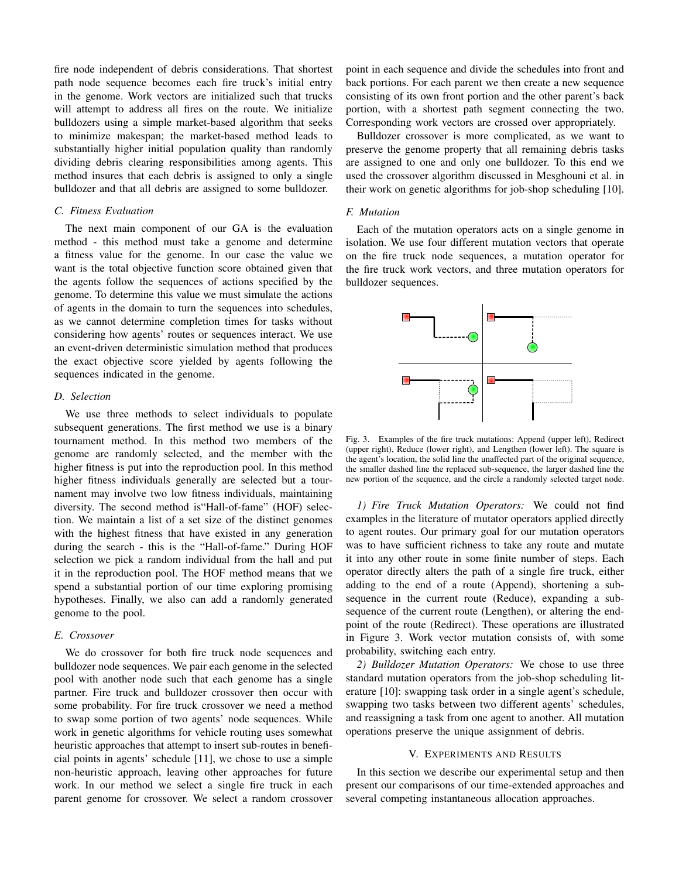fire node independent of debris considerations. That shortest path node sequence becomes each fire truck's initial entry in the genome. Work vectors are initialized such that trucks will attempt to address all fires on the route. We initialize bulldozers using a simple market-based algorithm that seeks to minimize makespan; the market-based method leads to substantially higher initial population quality than randomly dividing debris clearing responsibilities among agents. This method insures that each debris is assigned to only a single bulldozer and that all debris are assigned to some bulldozer.

### C. Fitness Evaluation

The next main component of our GA is the evaluation method - this method must take a genome and determine a fitness value for the genome. In our case the value we want is the total objective function score obtained given that the agents follow the sequences of actions specified by the genome. To determine this value we must simulate the actions of agents in the domain to turn the sequences into schedules, as we cannot determine completion times for tasks without considering how agents' routes or sequences interact. We use an event-driven deterministic simulation method that produces the exact objective score yielded by agents following the sequences indicated in the genome.

### D. Selection

We use three methods to select individuals to populate subsequent generations. The first method we use is a binary tournament method. In this method two members of the genome are randomly selected, and the member with the higher fitness is put into the reproduction pool. In this method higher fitness individuals generally are selected but a tournament may involve two low fitness individuals, maintaining diversity. The second method is"Hall-of-fame" (HOF) selection. We maintain a list of a set size of the distinct genomes with the highest fitness that have existed in any generation during the search - this is the "Hall-of-fame." During HOF selection we pick a random individual from the hall and put it in the reproduction pool. The HOF method means that we spend a substantial portion of our time exploring promising hypotheses. Finally, we also can add a randomly generated genome to the pool.

### E. Crossover

We do crossover for both fire truck node sequences and bulldozer node sequences. We pair each genome in the selected pool with another node such that each genome has a single partner. Fire truck and bulldozer crossover then occur with some probability. For fire truck crossover we need a method to swap some portion of two agents' node sequences. While work in genetic algorithms for vehicle routing uses somewhat heuristic approaches that attempt to insert sub-routes in beneficial points in agents' schedule [11], we chose to use a simple non-heuristic approach, leaving other approaches for future work. In our method we select a single fire truck in each parent genome for crossover. We select a random crossover point in each sequence and divide the schedules into front and back portions. For each parent we then create a new sequence consisting of its own front portion and the other parent's back portion, with a shortest path segment connecting the two. Corresponding work vectors are crossed over appropriately.

Bulldozer crossover is more complicated, as we want to preserve the genome property that all remaining debris tasks are assigned to one and only one bulldozer. To this end we used the crossover algorithm discussed in Mesghouni et al. in their work on genetic algorithms for job-shop scheduling [10].

### F. Mutation

Each of the mutation operators acts on a single genome in isolation. We use four different mutation vectors that operate on the fire truck node sequences, a mutation operator for the fire truck work vectors, and three mutation operators for bulldozer sequences.

Fig. 3. Examples of the fire truck mutations: Append (upper left), Redirect (upper right), Reduce (lower right), and Lengthen (lower left). The square is the agent's location, the solid line the unaffected part of the original sequence, the smaller dashed line the replaced sub-sequence, the larger dashed line the new portion of the sequence, and the circle a randomly selected target node.

*1) Fire Truck Mutation Operators:* We could not find examples in the literature of mutator operators applied directly to agent routes. Our primary goal for our mutation operators was to have sufficient richness to take any route and mutate it into any other route in some finite number of steps. Each operator directly alters the path of a single fire truck, either adding to the end of a route (Append), shortening a subsequence in the current route (Reduce), expanding a subsequence of the current route (Lengthen), or altering the endpoint of the route (Redirect). These operations are illustrated in Figure 3. Work vector mutation consists of, with some probability, switching each entry.

*2) Bulldozer Mutation Operators:* We chose to use three standard mutation operators from the job-shop scheduling literature [10]: swapping task order in a single agent's schedule, swapping two tasks between two different agents' schedules, and reassigning a task from one agent to another. All mutation operations preserve the unique assignment of debris.

## V. Experiments and Results

In this section we describe our experimental setup and then present our comparisons of our time-extended approaches and several competing instantaneous allocation approaches.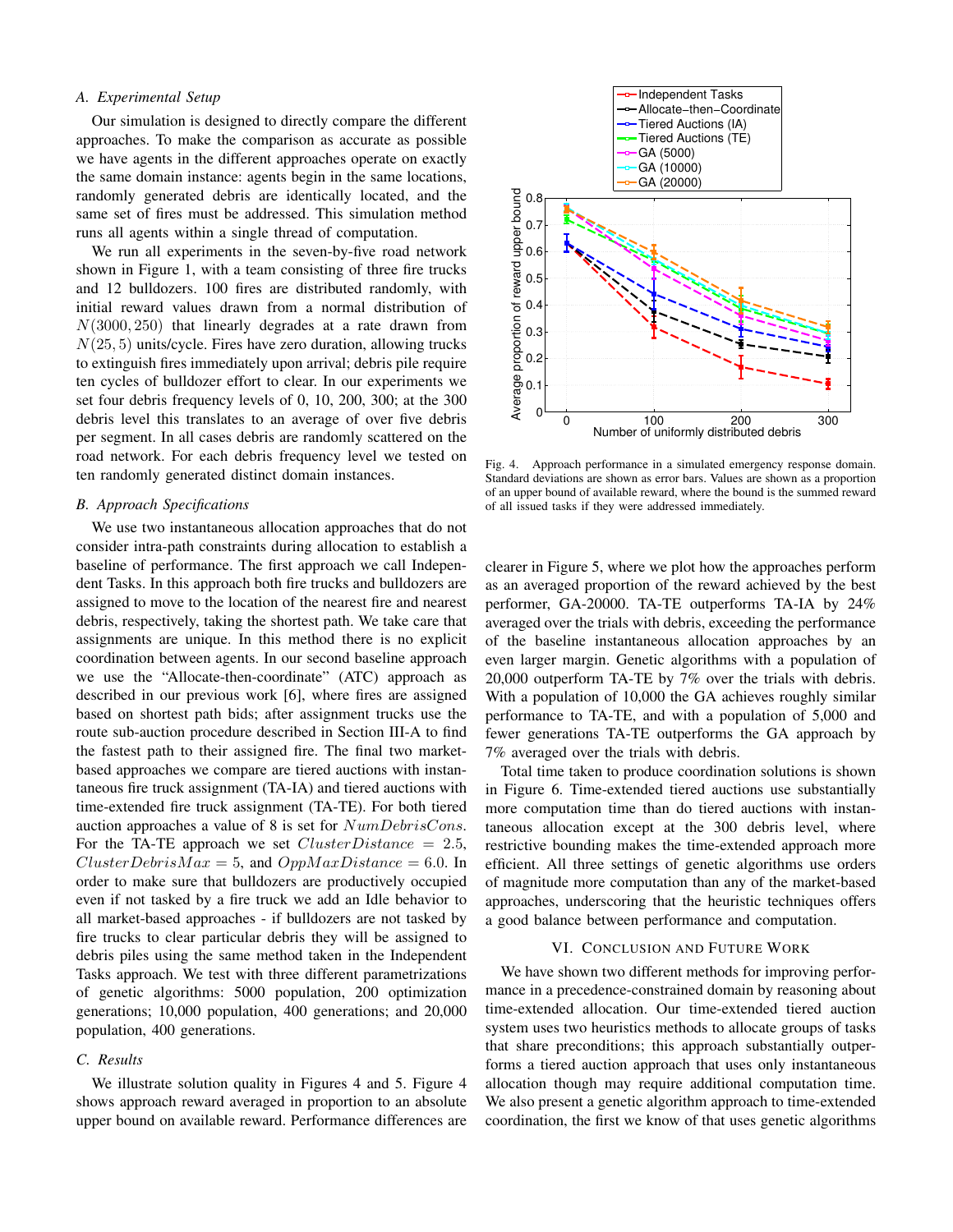### A. Experimental Setup

Our simulation is designed to directly compare the different approaches. To make the comparison as accurate as possible we have agents in the different approaches operate on exactly the same domain instance: agents begin in the same locations, randomly generated debris are identically located, and the same set of fires must be addressed. This simulation method runs all agents within a single thread of computation.

We run all experiments in the seven-by-five road network shown in Figure 1, with a team consisting of three fire trucks and 12 bulldozers. 100 fires are distributed randomly, with initial reward values drawn from a normal distribution of $N(3000, 250)$ that linearly degrades at a rate drawn from $N(25, 5)$ units/cycle. Fires have zero duration, allowing trucks to extinguish fires immediately upon arrival; debris pile require ten cycles of bulldozer effort to clear. In our experiments we set four debris frequency levels of 0, 10, 200, 300; at the 300 debris level this translates to an average of over five debris per segment. In all cases debris are randomly scattered on the road network. For each debris frequency level we tested on ten randomly generated distinct domain instances.

### B. Approach Specifications

We use two instantaneous allocation approaches that do not consider intra-path constraints during allocation to establish a baseline of performance. The first approach we call Independent Tasks. In this approach both fire trucks and bulldozers are assigned to move to the location of the nearest fire and nearest debris, respectively, taking the shortest path. We take care that assignments are unique. In this method there is no explicit coordination between agents. In our second baseline approach we use the "Allocate-then-coordinate" (ATC) approach as described in our previous work [6], where fires are assigned based on shortest path bids; after assignment trucks use the route sub-auction procedure described in Section III-A to find the fastest path to their assigned fire. The final two market-based approaches we compare are tiered auctions with instantaneous fire truck assignment (TA-IA) and tiered auctions with time-extended fire truck assignment (TA-TE). For both tiered auction approaches a value of 8 is set for $NumDebrisCons$. For the TA-TE approach we set $ClusterDistance = 2.5$, $ClusterDebrisMax = 5$, and $OppMaxDistance = 6.0$. In order to make sure that bulldozers are productively occupied even if not tasked by a fire truck we add an Idle behavior to all market-based approaches - if bulldozers are not tasked by fire trucks to clear particular debris they will be assigned to debris piles using the same method taken in the Independent Tasks approach. We test with three different parametrizations of genetic algorithms: 5000 population, 200 optimization generations; 10,000 population, 400 generations; and 20,000 population, 400 generations.

### C. Results

We illustrate solution quality in Figures 4 and 5. Figure 4 shows approach reward averaged in proportion to an absolute upper bound on available reward. Performance differences are clearer in Figure 5, where we plot how the approaches perform as an averaged proportion of the reward achieved by the best performer, GA-20000. TA-TE outperforms TA-IA by 24% averaged over the trials with debris, exceeding the performance of the baseline instantaneous allocation approaches by an even larger margin. Genetic algorithms with a population of 20,000 outperform TA-TE by 7% over the trials with debris. With a population of 10,000 the GA achieves roughly similar performance to TA-TE, and with a population of 5,000 and fewer generations TA-TE outperforms the GA approach by 7% averaged over the trials with debris.

Independent Tasks
Allocate−then−Coordinate
Tiered Auctions (IA)
Tiered Auctions (TE)
GA (5000)
GA (10000)
GA (20000)

Average proportion of reward upper bound
0 0.1 0.2 0.3 0.4 0.5 0.6 0.7 0.8
0 100 200 300
Number of uniformly distributed debris

Fig. 4. Approach performance in a simulated emergency response domain. Standard deviations are shown as error bars. Values are shown as a proportion of an upper bound of available reward, where the bound is the summed reward of all issued tasks if they were addressed immediately.

Total time taken to produce coordination solutions is shown in Figure 6. Time-extended tiered auctions use substantially more computation time than do tiered auctions with instantaneous allocation except at the 300 debris level, where restrictive bounding makes the time-extended approach more efficient. All three settings of genetic algorithms use orders of magnitude more computation than any of the market-based approaches, underscoring that the heuristic techniques offers a good balance between performance and computation.

## VI. Conclusion and Future Work

We have shown two different methods for improving performance in a precedence-constrained domain by reasoning about time-extended allocation. Our time-extended tiered auction system uses two heuristics methods to allocate groups of tasks that share preconditions; this approach substantially outperforms a tiered auction approach that uses only instantaneous allocation though may require additional computation time. We also present a genetic algorithm approach to time-extended coordination, the first we know of that uses genetic algorithms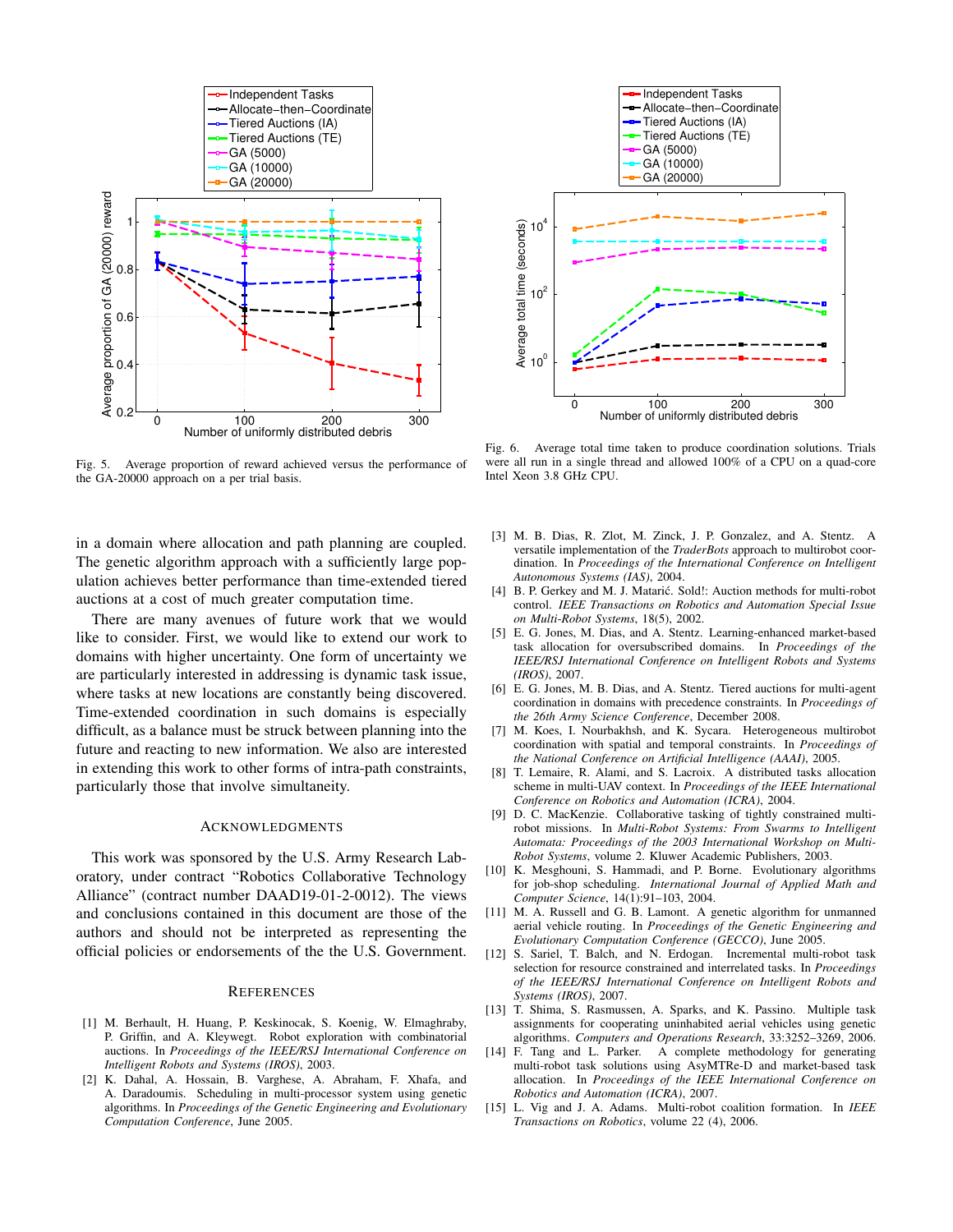Independent Tasks
Allocate−then−Coordinate
Tiered Auctions (IA)
Tiered Auctions (TE)
GA (5000)
GA (10000)
GA (20000)

Average proportion of GA (20000) reward

1
0.8
0.6
0.4
0.2

0 100 200 300

Number of uniformly distributed debris

Fig. 5. Average proportion of reward achieved versus the performance of the GA-20000 approach on a per trial basis.

Independent Tasks
Allocate−then−Coordinate
Tiered Auctions (IA)
Tiered Auctions (TE)
GA (5000)
GA (10000)
GA (20000)

Average total time (seconds)

$10^4$
$10^2$
$10^0$

0 100 200 300

Number of uniformly distributed debris

Fig. 6. Average total time taken to produce coordination solutions. Trials were all run in a single thread and allowed 100% of a CPU on a quad-core Intel Xeon 3.8 GHz CPU.

in a domain where allocation and path planning are coupled. The genetic algorithm approach with a sufficiently large population achieves better performance than time-extended tiered auctions at a cost of much greater computation time.

There are many avenues of future work that we would like to consider. First, we would like to extend our work to domains with higher uncertainty. One form of uncertainty we are particularly interested in addressing is dynamic task issue, where tasks at new locations are constantly being discovered. Time-extended coordination in such domains is especially difficult, as a balance must be struck between planning into the future and reacting to new information. We also are interested in extending this work to other forms of intra-path constraints, particularly those that involve simultaneity.

## Acknowledgments

This work was sponsored by the U.S. Army Research Laboratory, under contract "Robotics Collaborative Technology Alliance" (contract number DAAD19-01-2-0012). The views and conclusions contained in this document are those of the authors and should not be interpreted as representing the official policies or endorsements of the the U.S. Government.

## References

[1] M. Berhault, H. Huang, P. Keskinocak, S. Koenig, W. Elmaghraby, P. Griffin, and A. Kleywegt. Robot exploration with combinatorial auctions. In *Proceedings of the IEEE/RSJ International Conference on Intelligent Robots and Systems (IROS)*, 2003.

[2] K. Dahal, A. Hossain, B. Varghese, A. Abraham, F. Xhafa, and A. Daradoumis. Scheduling in multi-processor system using genetic algorithms. In *Proceedings of the Genetic Engineering and Evolutionary Computation Conference*, June 2005.

[3] M. B. Dias, R. Zlot, M. Zinck, J. P. Gonzalez, and A. Stentz. A versatile implementation of the *TraderBots* approach to multirobot coordination. In *Proceedings of the International Conference on Intelligent Autonomous Systems (IAS)*, 2004.

[4] B. P. Gerkey and M. J. Matarić. Sold!: Auction methods for multi-robot control. *IEEE Transactions on Robotics and Automation Special Issue on Multi-Robot Systems*, 18(5), 2002.

[5] E. G. Jones, M. Dias, and A. Stentz. Learning-enhanced market-based task allocation for oversubscribed domains. In *Proceedings of the IEEE/RSJ International Conference on Intelligent Robots and Systems (IROS)*, 2007.

[6] E. G. Jones, M. B. Dias, and A. Stentz. Tiered auctions for multi-agent coordination in domains with precedence constraints. In *Proceedings of the 26th Army Science Conference*, December 2008.

[7] M. Koes, I. Nourbakhsh, and K. Sycara. Heterogeneous multirobot coordination with spatial and temporal constraints. In *Proceedings of the National Conference on Artificial Intelligence (AAAI)*, 2005.

[8] T. Lemaire, R. Alami, and S. Lacroix. A distributed tasks allocation scheme in multi-UAV context. In *Proceedings of the IEEE International Conference on Robotics and Automation (ICRA)*, 2004.

[9] D. C. MacKenzie. Collaborative tasking of tightly constrained multirobot missions. In *Multi-Robot Systems: From Swarms to Intelligent Automata: Proceedings of the 2003 International Workshop on Multi-Robot Systems*, volume 2. Kluwer Academic Publishers, 2003.

[10] K. Mesghouni, S. Hammadi, and P. Borne. Evolutionary algorithms for job-shop scheduling. *International Journal of Applied Math and Computer Science*, 14(1):91–103, 2004.

[11] M. A. Russell and G. B. Lamont. A genetic algorithm for unmanned aerial vehicle routing. In *Proceedings of the Genetic Engineering and Evolutionary Computation Conference (GECCO)*, June 2005.

[12] S. Sariel, T. Balch, and N. Erdogan. Incremental multi-robot task selection for resource constrained and interrelated tasks. In *Proceedings of the IEEE/RSJ International Conference on Intelligent Robots and Systems (IROS)*, 2007.

[13] T. Shima, S. Rasmussen, A. Sparks, and K. Passino. Multiple task assignments for cooperating uninhabited aerial vehicles using genetic algorithms. *Computers and Operations Research*, 33:3252–3269, 2006.

[14] F. Tang and L. Parker. A complete methodology for generating multi-robot task solutions using AsyMTRe-D and market-based task allocation. In *Proceedings of the IEEE International Conference on Robotics and Automation (ICRA)*, 2007.

[15] L. Vig and J. A. Adams. Multi-robot coalition formation. In *IEEE Transactions on Robotics*, volume 22 (4), 2006.